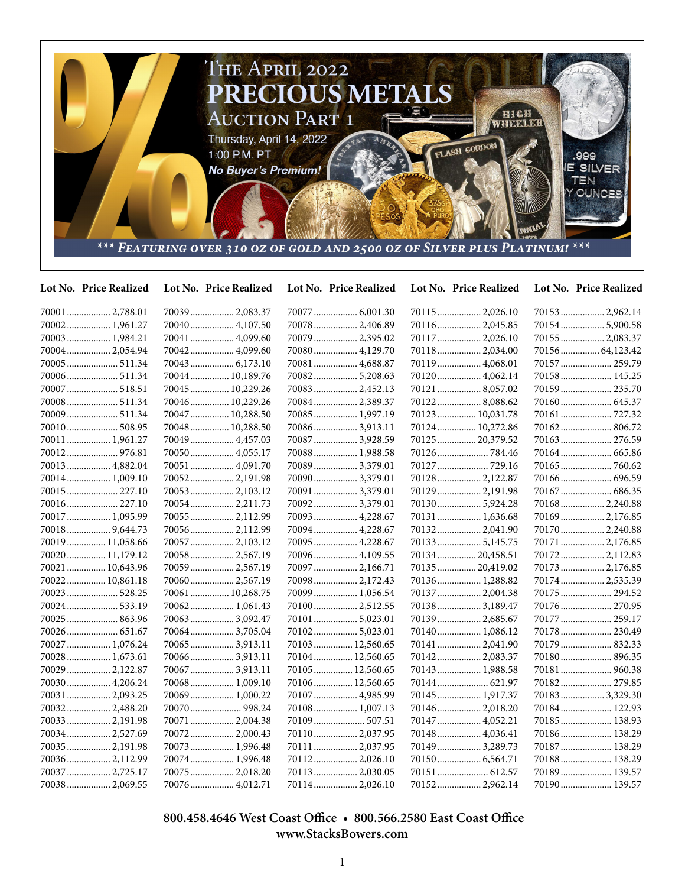# The April 2022 Precious Metals Auction Part 1

Thursday, April 14, 2022
1:00 P.M. PT
*No Buyer's Premium!*

*** *Featuring over 310 oz of Gold and 2500 oz of Silver plus Platinum!* ***

| Lot No. | Price Realized | Lot No. | Price Realized | Lot No. | Price Realized | Lot No. | Price Realized | Lot No. | Price Realized |
|---|---|---|---|---|---|---|---|---|---|
| 70001 | 2,788.01 | 70039 | 2,083.37 | 70077 | 6,001.30 | 70115 | 2,026.10 | 70153 | 2,962.14 |
| 70002 | 1,961.27 | 70040 | 4,107.50 | 70078 | 2,406.89 | 70116 | 2,045.85 | 70154 | 5,900.58 |
| 70003 | 1,984.21 | 70041 | 4,099.60 | 70079 | 2,395.02 | 70117 | 2,026.10 | 70155 | 2,083.37 |
| 70004 | 2,054.94 | 70042 | 4,099.60 | 70080 | 4,129.70 | 70118 | 2,034.00 | 70156 | 64,123.42 |
| 70005 | 511.34 | 70043 | 6,173.10 | 70081 | 4,688.87 | 70119 | 4,068.01 | 70157 | 259.79 |
| 70006 | 511.34 | 70044 | 10,189.76 | 70082 | 5,208.63 | 70120 | 4,062.14 | 70158 | 145.25 |
| 70007 | 518.51 | 70045 | 10,229.26 | 70083 | 2,452.13 | 70121 | 8,057.02 | 70159 | 235.70 |
| 70008 | 511.34 | 70046 | 10,229.26 | 70084 | 2,389.37 | 70122 | 8,088.62 | 70160 | 645.37 |
| 70009 | 511.34 | 70047 | 10,288.50 | 70085 | 1,997.19 | 70123 | 10,031.78 | 70161 | 727.32 |
| 70010 | 508.95 | 70048 | 10,288.50 | 70086 | 3,913.11 | 70124 | 10,272.86 | 70162 | 806.72 |
| 70011 | 1,961.27 | 70049 | 4,457.03 | 70087 | 3,928.59 | 70125 | 20,379.52 | 70163 | 276.59 |
| 70012 | 976.81 | 70050 | 4,055.17 | 70088 | 1,988.58 | 70126 | 784.46 | 70164 | 665.86 |
| 70013 | 4,882.04 | 70051 | 4,091.70 | 70089 | 3,379.01 | 70127 | 729.16 | 70165 | 760.62 |
| 70014 | 1,009.10 | 70052 | 2,191.98 | 70090 | 3,379.01 | 70128 | 2,122.87 | 70166 | 696.59 |
| 70015 | 227.10 | 70053 | 2,103.12 | 70091 | 3,379.01 | 70129 | 2,191.98 | 70167 | 686.35 |
| 70016 | 227.10 | 70054 | 2,211.73 | 70092 | 3,379.01 | 70130 | 5,924.28 | 70168 | 2,240.88 |
| 70017 | 1,095.99 | 70055 | 2,112.99 | 70093 | 4,228.67 | 70131 | 1,636.68 | 70169 | 2,176.85 |
| 70018 | 9,644.73 | 70056 | 2,112.99 | 70094 | 4,228.67 | 70132 | 2,041.90 | 70170 | 2,240.88 |
| 70019 | 11,058.66 | 70057 | 2,103.12 | 70095 | 4,228.67 | 70133 | 5,145.75 | 70171 | 2,176.85 |
| 70020 | 11,179.12 | 70058 | 2,567.19 | 70096 | 4,109.55 | 70134 | 20,458.51 | 70172 | 2,112.83 |
| 70021 | 10,643.96 | 70059 | 2,567.19 | 70097 | 2,166.71 | 70135 | 20,419.02 | 70173 | 2,176.85 |
| 70022 | 10,861.18 | 70060 | 2,567.19 | 70098 | 2,172.43 | 70136 | 1,288.82 | 70174 | 2,535.39 |
| 70023 | 528.25 | 70061 | 10,268.75 | 70099 | 1,056.54 | 70137 | 2,004.38 | 70175 | 294.52 |
| 70024 | 533.19 | 70062 | 1,061.43 | 70100 | 2,512.55 | 70138 | 3,189.47 | 70176 | 270.95 |
| 70025 | 863.96 | 70063 | 3,092.47 | 70101 | 5,023.01 | 70139 | 2,685.67 | 70177 | 259.17 |
| 70026 | 651.67 | 70064 | 3,705.04 | 70102 | 5,023.01 | 70140 | 1,086.12 | 70178 | 230.49 |
| 70027 | 1,076.24 | 70065 | 3,913.11 | 70103 | 12,560.65 | 70141 | 2,041.90 | 70179 | 832.33 |
| 70028 | 1,673.61 | 70066 | 3,913.11 | 70104 | 12,560.65 | 70142 | 2,083.37 | 70180 | 896.35 |
| 70029 | 2,122.87 | 70067 | 3,913.11 | 70105 | 12,560.65 | 70143 | 1,988.58 | 70181 | 960.38 |
| 70030 | 4,206.24 | 70068 | 1,009.10 | 70106 | 12,560.65 | 70144 | 621.97 | 70182 | 279.85 |
| 70031 | 2,093.25 | 70069 | 1,000.22 | 70107 | 4,985.99 | 70145 | 1,917.37 | 70183 | 3,329.30 |
| 70032 | 2,488.20 | 70070 | 998.24 | 70108 | 1,007.13 | 70146 | 2,018.20 | 70184 | 122.93 |
| 70033 | 2,191.98 | 70071 | 2,004.38 | 70109 | 507.51 | 70147 | 4,052.21 | 70185 | 138.93 |
| 70034 | 2,527.69 | 70072 | 2,000.43 | 70110 | 2,037.95 | 70148 | 4,036.41 | 70186 | 138.29 |
| 70035 | 2,191.98 | 70073 | 1,996.48 | 70111 | 2,037.95 | 70149 | 3,289.73 | 70187 | 138.29 |
| 70036 | 2,112.99 | 70074 | 1,996.48 | 70112 | 2,026.10 | 70150 | 6,564.71 | 70188 | 138.29 |
| 70037 | 2,725.17 | 70075 | 2,018.20 | 70113 | 2,030.05 | 70151 | 612.57 | 70189 | 139.57 |
| 70038 | 2,069.55 | 70076 | 4,012.71 | 70114 | 2,026.10 | 70152 | 2,962.14 | 70190 | 139.57 |

**800.458.4646 West Coast Office • 800.566.2580 East Coast Office**
**www.StacksBowers.com**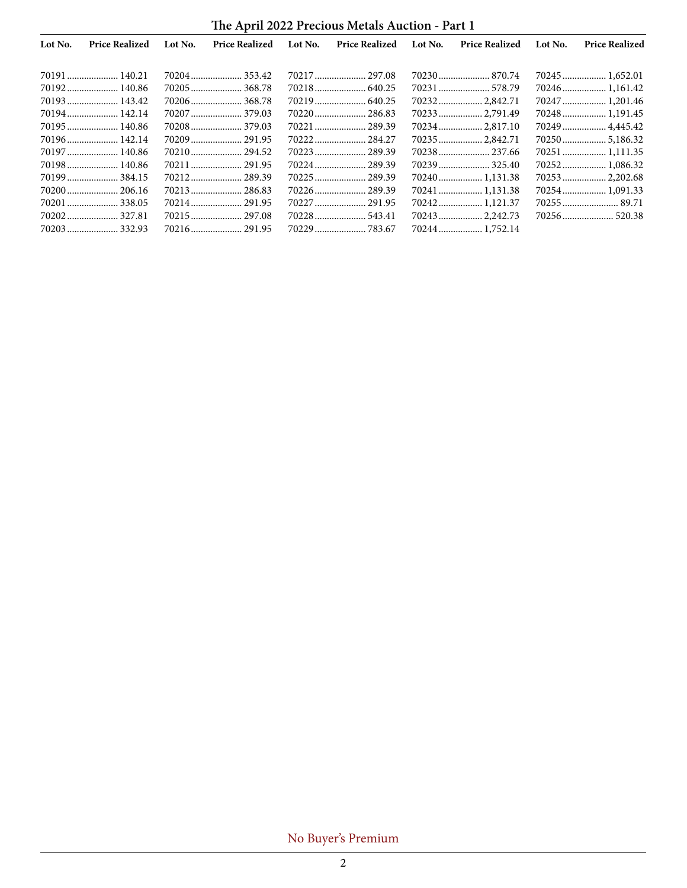# The April 2022 Precious Metals Auction - Part 1

| Lot No. | Price Realized | Lot No. | Price Realized | Lot No. | Price Realized | Lot No. | Price Realized | Lot No. | Price Realized |
|---|---|---|---|---|---|---|---|---|---|
| 70191 | 140.21 | 70204 | 353.42 | 70217 | 297.08 | 70230 | 870.74 | 70245 | 1,652.01 |
| 70192 | 140.86 | 70205 | 368.78 | 70218 | 640.25 | 70231 | 578.79 | 70246 | 1,161.42 |
| 70193 | 143.42 | 70206 | 368.78 | 70219 | 640.25 | 70232 | 2,842.71 | 70247 | 1,201.46 |
| 70194 | 142.14 | 70207 | 379.03 | 70220 | 286.83 | 70233 | 2,791.49 | 70248 | 1,191.45 |
| 70195 | 140.86 | 70208 | 379.03 | 70221 | 289.39 | 70234 | 2,817.10 | 70249 | 4,445.42 |
| 70196 | 142.14 | 70209 | 291.95 | 70222 | 284.27 | 70235 | 2,842.71 | 70250 | 5,186.32 |
| 70197 | 140.86 | 70210 | 294.52 | 70223 | 289.39 | 70238 | 237.66 | 70251 | 1,111.35 |
| 70198 | 140.86 | 70211 | 291.95 | 70224 | 289.39 | 70239 | 325.40 | 70252 | 1,086.32 |
| 70199 | 384.15 | 70212 | 289.39 | 70225 | 289.39 | 70240 | 1,131.38 | 70253 | 2,202.68 |
| 70200 | 206.16 | 70213 | 286.83 | 70226 | 289.39 | 70241 | 1,131.38 | 70254 | 1,091.33 |
| 70201 | 338.05 | 70214 | 291.95 | 70227 | 291.95 | 70242 | 1,121.37 | 70255 | 89.71 |
| 70202 | 327.81 | 70215 | 297.08 | 70228 | 543.41 | 70243 | 2,242.73 | 70256 | 520.38 |
| 70203 | 332.93 | 70216 | 291.95 | 70229 | 783.67 | 70244 | 1,752.14 | | |

No Buyer's Premium